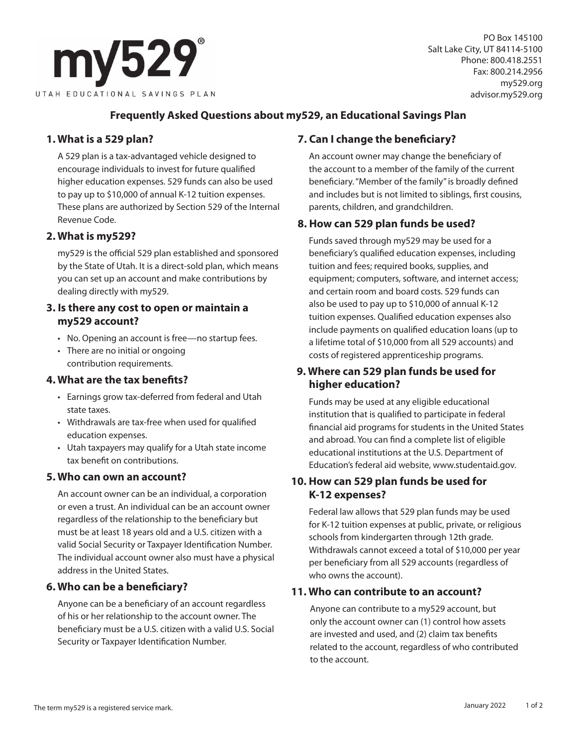**my529®**

UTAH EDUCATIONAL SAVINGS PLAN

PO Box 145100
Salt Lake City, UT 84114-5100
Phone: 800.418.2551
Fax: 800.214.2956
my529.org
advisor.my529.org

# Frequently Asked Questions about my529, an Educational Savings Plan

## 1. What is a 529 plan?

A 529 plan is a tax-advantaged vehicle designed to encourage individuals to invest for future qualified higher education expenses. 529 funds can also be used to pay up to $10,000 of annual K-12 tuition expenses. These plans are authorized by Section 529 of the Internal Revenue Code.

## 2. What is my529?

my529 is the official 529 plan established and sponsored by the State of Utah. It is a direct-sold plan, which means you can set up an account and make contributions by dealing directly with my529.

## 3. Is there any cost to open or maintain a my529 account?

- No. Opening an account is free—no startup fees.
- There are no initial or ongoing contribution requirements.

## 4. What are the tax benefits?

- Earnings grow tax-deferred from federal and Utah state taxes.
- Withdrawals are tax-free when used for qualified education expenses.
- Utah taxpayers may qualify for a Utah state income tax benefit on contributions.

## 5. Who can own an account?

An account owner can be an individual, a corporation or even a trust. An individual can be an account owner regardless of the relationship to the beneficiary but must be at least 18 years old and a U.S. citizen with a valid Social Security or Taxpayer Identification Number. The individual account owner also must have a physical address in the United States.

## 6. Who can be a beneficiary?

Anyone can be a beneficiary of an account regardless of his or her relationship to the account owner. The beneficiary must be a U.S. citizen with a valid U.S. Social Security or Taxpayer Identification Number.

## 7. Can I change the beneficiary?

An account owner may change the beneficiary of the account to a member of the family of the current beneficiary. "Member of the family" is broadly defined and includes but is not limited to siblings, first cousins, parents, children, and grandchildren.

## 8. How can 529 plan funds be used?

Funds saved through my529 may be used for a beneficiary's qualified education expenses, including tuition and fees; required books, supplies, and equipment; computers, software, and internet access; and certain room and board costs. 529 funds can also be used to pay up to $10,000 of annual K-12 tuition expenses. Qualified education expenses also include payments on qualified education loans (up to a lifetime total of $10,000 from all 529 accounts) and costs of registered apprenticeship programs.

## 9. Where can 529 plan funds be used for higher education?

Funds may be used at any eligible educational institution that is qualified to participate in federal financial aid programs for students in the United States and abroad. You can find a complete list of eligible educational institutions at the U.S. Department of Education's federal aid website, www.studentaid.gov.

## 10. How can 529 plan funds be used for K-12 expenses?

Federal law allows that 529 plan funds may be used for K-12 tuition expenses at public, private, or religious schools from kindergarten through 12th grade. Withdrawals cannot exceed a total of $10,000 per year per beneficiary from all 529 accounts (regardless of who owns the account).

## 11. Who can contribute to an account?

Anyone can contribute to a my529 account, but only the account owner can (1) control how assets are invested and used, and (2) claim tax benefits related to the account, regardless of who contributed to the account.

The term my529 is a registered service mark.

January 2022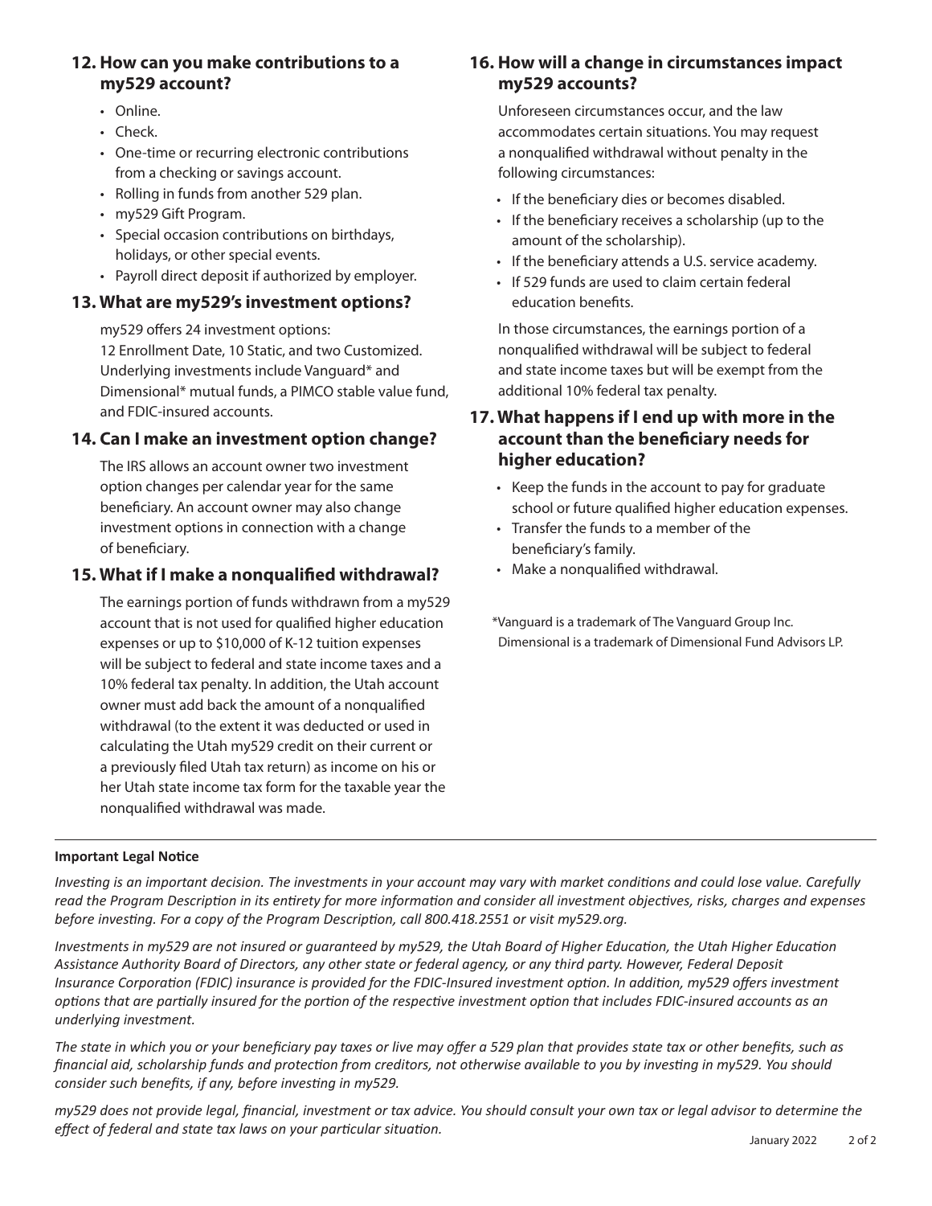## 12. How can you make contributions to a my529 account?

- Online.
- Check.
- One-time or recurring electronic contributions from a checking or savings account.
- Rolling in funds from another 529 plan.
- my529 Gift Program.
- Special occasion contributions on birthdays, holidays, or other special events.
- Payroll direct deposit if authorized by employer.

## 13. What are my529's investment options?

my529 offers 24 investment options: 12 Enrollment Date, 10 Static, and two Customized. Underlying investments include Vanguard* and Dimensional* mutual funds, a PIMCO stable value fund, and FDIC-insured accounts.

## 14. Can I make an investment option change?

The IRS allows an account owner two investment option changes per calendar year for the same beneficiary. An account owner may also change investment options in connection with a change of beneficiary.

## 15. What if I make a nonqualified withdrawal?

The earnings portion of funds withdrawn from a my529 account that is not used for qualified higher education expenses or up to $10,000 of K-12 tuition expenses will be subject to federal and state income taxes and a 10% federal tax penalty. In addition, the Utah account owner must add back the amount of a nonqualified withdrawal (to the extent it was deducted or used in calculating the Utah my529 credit on their current or a previously filed Utah tax return) as income on his or her Utah state income tax form for the taxable year the nonqualified withdrawal was made.

## 16. How will a change in circumstances impact my529 accounts?

Unforeseen circumstances occur, and the law accommodates certain situations. You may request a nonqualified withdrawal without penalty in the following circumstances:

- If the beneficiary dies or becomes disabled.
- If the beneficiary receives a scholarship (up to the amount of the scholarship).
- If the beneficiary attends a U.S. service academy.
- If 529 funds are used to claim certain federal education benefits.

In those circumstances, the earnings portion of a nonqualified withdrawal will be subject to federal and state income taxes but will be exempt from the additional 10% federal tax penalty.

## 17. What happens if I end up with more in the account than the beneficiary needs for higher education?

- Keep the funds in the account to pay for graduate school or future qualified higher education expenses.
- Transfer the funds to a member of the beneficiary's family.
- Make a nonqualified withdrawal.

*Vanguard is a trademark of The Vanguard Group Inc. Dimensional is a trademark of Dimensional Fund Advisors LP.

**Important Legal Notice**

*Investing is an important decision. The investments in your account may vary with market conditions and could lose value. Carefully read the Program Description in its entirety for more information and consider all investment objectives, risks, charges and expenses before investing. For a copy of the Program Description, call 800.418.2551 or visit my529.org.*

*Investments in my529 are not insured or guaranteed by my529, the Utah Board of Higher Education, the Utah Higher Education Assistance Authority Board of Directors, any other state or federal agency, or any third party. However, Federal Deposit Insurance Corporation (FDIC) insurance is provided for the FDIC-Insured investment option. In addition, my529 offers investment options that are partially insured for the portion of the respective investment option that includes FDIC-insured accounts as an underlying investment.*

*The state in which you or your beneficiary pay taxes or live may offer a 529 plan that provides state tax or other benefits, such as financial aid, scholarship funds and protection from creditors, not otherwise available to you by investing in my529. You should consider such benefits, if any, before investing in my529.*

*my529 does not provide legal, financial, investment or tax advice. You should consult your own tax or legal advisor to determine the effect of federal and state tax laws on your particular situation.*

January 2022